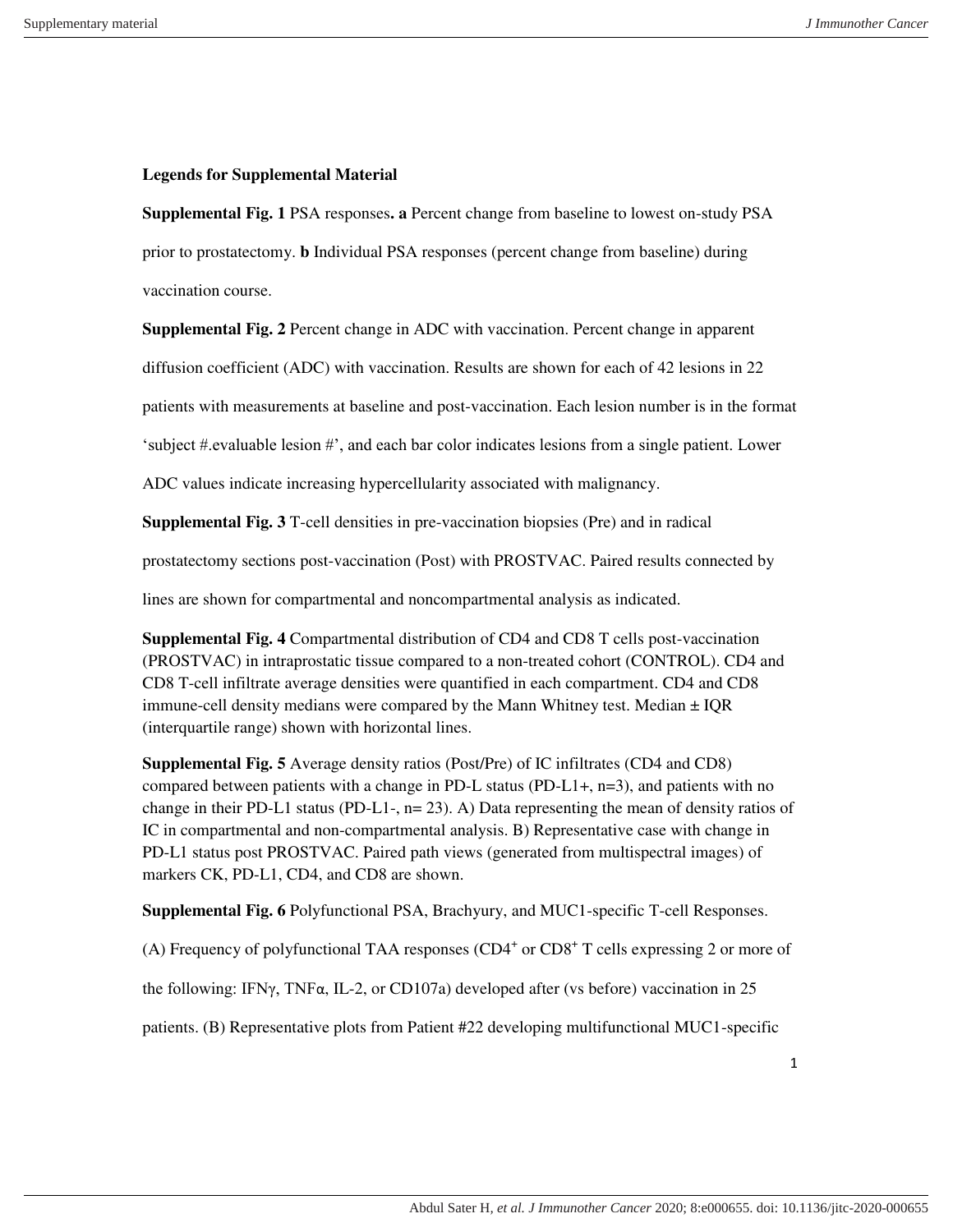**Legends for Supplemental Material**

**Supplemental Fig. 1** PSA responses**. a** Percent change from baseline to lowest on-study PSA prior to prostatectomy. **b** Individual PSA responses (percent change from baseline) during vaccination course.

**Supplemental Fig. 2** Percent change in ADC with vaccination. Percent change in apparent diffusion coefficient (ADC) with vaccination. Results are shown for each of 42 lesions in 22 patients with measurements at baseline and post-vaccination. Each lesion number is in the format 'subject #.evaluable lesion #', and each bar color indicates lesions from a single patient. Lower ADC values indicate increasing hypercellularity associated with malignancy.

**Supplemental Fig. 3** T-cell densities in pre-vaccination biopsies (Pre) and in radical prostatectomy sections post-vaccination (Post) with PROSTVAC. Paired results connected by lines are shown for compartmental and noncompartmental analysis as indicated.

**Supplemental Fig. 4** Compartmental distribution of CD4 and CD8 T cells post-vaccination (PROSTVAC) in intraprostatic tissue compared to a non-treated cohort (CONTROL). CD4 and CD8 T-cell infiltrate average densities were quantified in each compartment. CD4 and CD8 immune-cell density medians were compared by the Mann Whitney test. Median ± IQR (interquartile range) shown with horizontal lines.

**Supplemental Fig. 5** Average density ratios (Post/Pre) of IC infiltrates (CD4 and CD8) compared between patients with a change in PD-L status (PD-L1+, n=3), and patients with no change in their PD-L1 status (PD-L1-, n= 23). A) Data representing the mean of density ratios of IC in compartmental and non-compartmental analysis. B) Representative case with change in PD-L1 status post PROSTVAC. Paired path views (generated from multispectral images) of markers CK, PD-L1, CD4, and CD8 are shown.

**Supplemental Fig. 6** Polyfunctional PSA, Brachyury, and MUC1-specific T-cell Responses. (A) Frequency of polyfunctional TAA responses ($CD4^+$ or $CD8^+$ T cells expressing 2 or more of the following: IFNγ, TNFα, IL-2, or CD107a) developed after (vs before) vaccination in 25 patients. (B) Representative plots from Patient #22 developing multifunctional MUC1-specific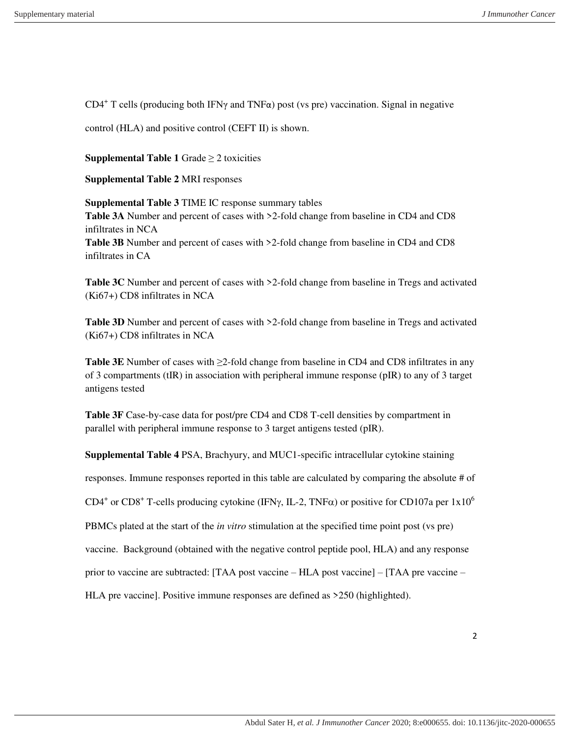$CD4^+$ T cells (producing both IFNγ and TNFα) post (vs pre) vaccination. Signal in negative control (HLA) and positive control (CEFT II) is shown.

**Supplemental Table 1** Grade ≥ 2 toxicities

**Supplemental Table 2** MRI responses

**Supplemental Table 3** TIME IC response summary tables
**Table 3A** Number and percent of cases with >2-fold change from baseline in CD4 and CD8 infiltrates in NCA
**Table 3B** Number and percent of cases with >2-fold change from baseline in CD4 and CD8 infiltrates in CA

**Table 3C** Number and percent of cases with >2-fold change from baseline in Tregs and activated (Ki67+) CD8 infiltrates in NCA

**Table 3D** Number and percent of cases with >2-fold change from baseline in Tregs and activated (Ki67+) CD8 infiltrates in NCA

**Table 3E** Number of cases with ≥2-fold change from baseline in CD4 and CD8 infiltrates in any of 3 compartments (tIR) in association with peripheral immune response (pIR) to any of 3 target antigens tested

**Table 3F** Case-by-case data for post/pre CD4 and CD8 T-cell densities by compartment in parallel with peripheral immune response to 3 target antigens tested (pIR).

**Supplemental Table 4** PSA, Brachyury, and MUC1-specific intracellular cytokine staining responses. Immune responses reported in this table are calculated by comparing the absolute # of $CD4^+$ or $CD8^+$ T-cells producing cytokine (IFNγ, IL-2, TNFα) or positive for CD107a per $1x10^6$ PBMCs plated at the start of the *in vitro* stimulation at the specified time point post (vs pre) vaccine. Background (obtained with the negative control peptide pool, HLA) and any response prior to vaccine are subtracted: [TAA post vaccine – HLA post vaccine] – [TAA pre vaccine – HLA pre vaccine]. Positive immune responses are defined as >250 (highlighted).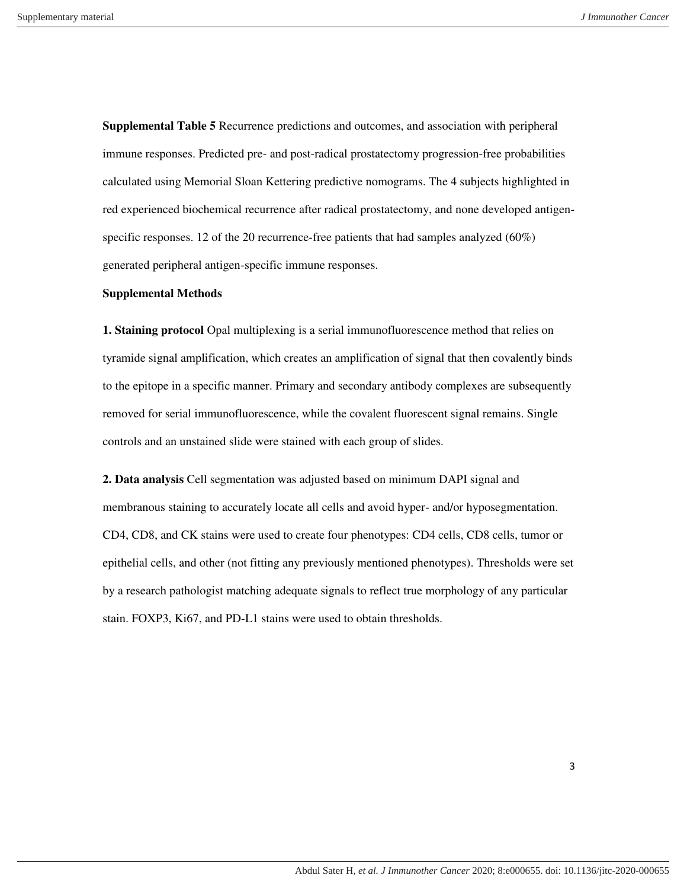**Supplemental Table 5** Recurrence predictions and outcomes, and association with peripheral immune responses. Predicted pre- and post-radical prostatectomy progression-free probabilities calculated using Memorial Sloan Kettering predictive nomograms. The 4 subjects highlighted in red experienced biochemical recurrence after radical prostatectomy, and none developed antigen-specific responses. 12 of the 20 recurrence-free patients that had samples analyzed (60%) generated peripheral antigen-specific immune responses.

**Supplemental Methods**

**1. Staining protocol** Opal multiplexing is a serial immunofluorescence method that relies on tyramide signal amplification, which creates an amplification of signal that then covalently binds to the epitope in a specific manner. Primary and secondary antibody complexes are subsequently removed for serial immunofluorescence, while the covalent fluorescent signal remains. Single controls and an unstained slide were stained with each group of slides.

**2. Data analysis** Cell segmentation was adjusted based on minimum DAPI signal and membranous staining to accurately locate all cells and avoid hyper- and/or hyposegmentation. CD4, CD8, and CK stains were used to create four phenotypes: CD4 cells, CD8 cells, tumor or epithelial cells, and other (not fitting any previously mentioned phenotypes). Thresholds were set by a research pathologist matching adequate signals to reflect true morphology of any particular stain. FOXP3, Ki67, and PD-L1 stains were used to obtain thresholds.